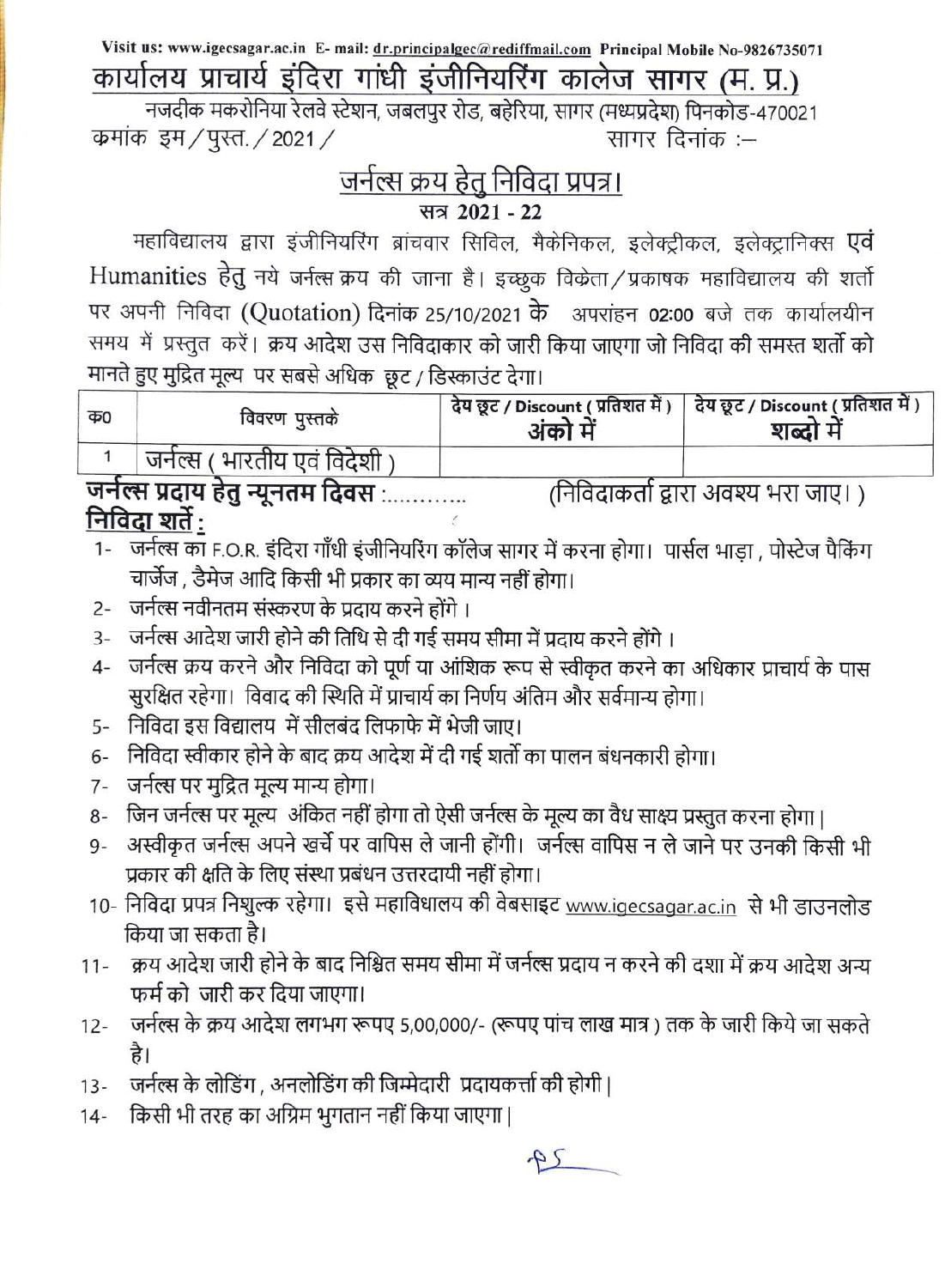Visit us: www.igecsagar.ac.in E- mail: dr.principalgec@rediffmail.com Principal Mobile No-9826735071

# कार्यालय प्राचार्य इंदिरा गांधी इंजीनियरिंग कालेज सागर (म. प्र.)

नजदीक मकरोनिया रेलवे स्टेशन, जबलपुर रोड, बहेरिया, सागर (मध्यप्रदेश) पिनकोड-470021

क्रमांक इम / पुस्त. / 2021 / सागर दिनांक :-

## जर्नल्स क्रय हेतु निविदा प्रपत्र।

### सत्र 2021 - 22

महाविद्यालय द्वारा इंजीनियरिंग ब्रांचवार सिविल, मैकेनिकल, इलेक्ट्रीकल, इलेक्ट्रानिक्स एवं Humanities हेतु नये जर्नल्स क्रय की जाना है। इच्छुक विक्रेता / प्रकाषक महाविद्यालय की शर्तो पर अपनी निविदा (Quotation) दिनांक 25/10/2021 के अपरांहन 02:00 बजे तक कार्यालयीन समय में प्रस्तुत करें। क्रय आदेश उस निविदाकार को जारी किया जाएगा जो निविदा की समस्त शर्तो को मानते हुए मुद्रित मूल्य पर सबसे अधिक छूट / डिस्काउंट देगा।

| क0 | विवरण पुस्तके | देय छूट / Discount ( प्रतिशत में ) अंको में | देय छूट / Discount ( प्रतिशत में ) शब्दो में |
|---|---|---|---|
| 1 | जर्नल्स ( भारतीय एवं विदेशी ) | | |

**जर्नल्स प्रदाय हेतु न्यूनतम दिवस :..........** (निविदाकर्ता द्वारा अवश्य भरा जाए। )

**निविदा शर्ते :**

1- जर्नल्स का F.O.R. इंदिरा गाँधी इंजीनियरिंग कॉलेज सागर में करना होगा। पार्सल भाड़ा, पोस्टेज पैकिंग चार्जेज, डैमेज आदि किसी भी प्रकार का व्यय मान्य नहीं होगा।

2- जर्नल्स नवीनतम संस्करण के प्रदाय करने होंगे ।

3- जर्नल्स आदेश जारी होने की तिथि से दी गई समय सीमा में प्रदाय करने होंगे ।

4- जर्नल्स क्रय करने और निविदा को पूर्ण या आंशिक रूप से स्वीकृत करने का अधिकार प्राचार्य के पास सुरक्षित रहेगा। विवाद की स्थिति में प्राचार्य का निर्णय अंतिम और सर्वमान्य होगा।

5- निविदा इस विद्यालय में सीलबंद लिफाफे में भेजी जाए।

6- निविदा स्वीकार होने के बाद क्रय आदेश में दी गई शर्तो का पालन बंधनकारी होगा।

7- जर्नल्स पर मुद्रित मूल्य मान्य होगा।

8- जिन जर्नल्स पर मूल्य अंकित नहीं होगा तो ऐसी जर्नल्स के मूल्य का वैध साक्ष्य प्रस्तुत करना होगा |

9- अस्वीकृत जर्नल्स अपने खर्चे पर वापिस ले जानी होंगी। जर्नल्स वापिस न ले जाने पर उनकी किसी भी प्रकार की क्षति के लिए संस्था प्रबंधन उत्तरदायी नहीं होगा।

10- निविदा प्रपत्र निशुल्क रहेगा। इसे महाविधालय की वेबसाइट www.igecsagar.ac.in से भी डाउनलोड किया जा सकता है।

11- क्रय आदेश जारी होने के बाद निश्चित समय सीमा में जर्नल्स प्रदाय न करने की दशा में क्रय आदेश अन्य फर्म को जारी कर दिया जाएगा।

12- जर्नल्स के क्रय आदेश लगभग रूपए 5,00,000/- (रूपए पांच लाख मात्र ) तक के जारी किये जा सकते है।

13- जर्नल्स के लोडिंग, अनलोडिंग की जिम्मेदारी प्रदायकर्त्ता की होगी |

14- किसी भी तरह का अग्रिम भुगतान नहीं किया जाएगा |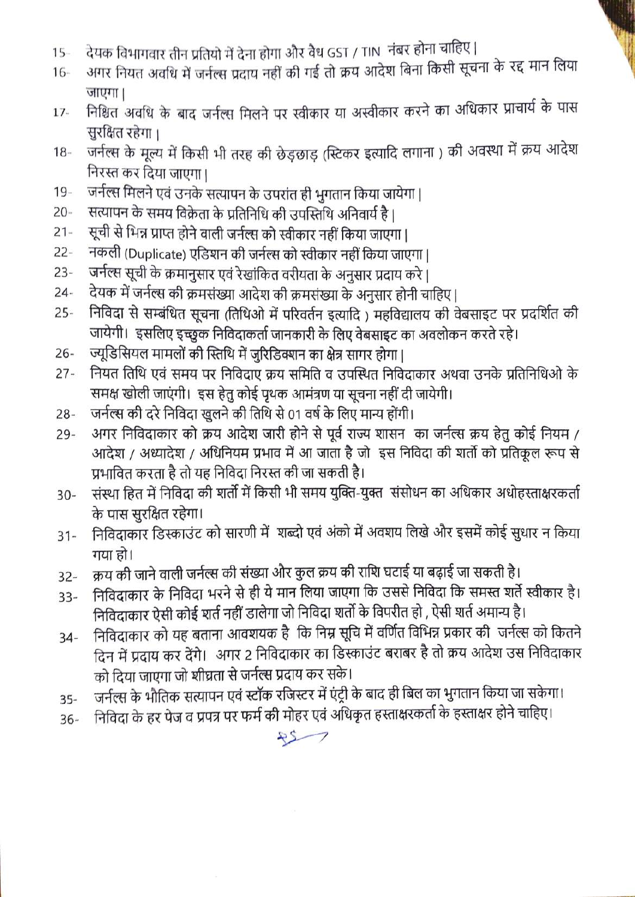15- देयक विभागवार तीन प्रतियो में देना होगा और वैध GST / TIN नंबर होना चाहिए |

16- अगर नियत अवधि में जर्नल्स प्रदाय नहीं की गई तो क्रय आदेश बिना किसी सूचना के रद्द मान लिया जाएगा |

17- निश्चित अवधि के बाद जर्नल्स मिलने पर स्वीकार या अस्वीकार करने का अधिकार प्राचार्य के पास सुरक्षित रहेगा |

18- जर्नल्स के मूल्य में किसी भी तरह की छेड़छाड़ (स्टिकर इत्यादि लगाना ) की अवस्था में क्रय आदेश निरस्त कर दिया जाएगा |

19- जर्नल्स मिलने एवं उनके सत्यापन के उपरांत ही भुगतान किया जायेगा |

20- सत्यापन के समय विक्रेता के प्रतिनिधि की उपस्तिथि अनिवार्य है |

21- सूची से भिन्न प्राप्त होने वाली जर्नल्स को स्वीकार नहीं किया जाएगा |

22- नकली (Duplicate) एडिशन की जर्नल्स को स्वीकार नहीं किया जाएगा |

23- जर्नल्स सूची के क्रमानुसार एवं रेखांकित वरीयता के अनुसार प्रदाय करे |

24- देयक में जर्नल्स की क्रमसंख्या आदेश की क्रमसंख्या के अनुसार होनी चाहिए |

25- निविदा से सम्बंधित सूचना (तिथिओ में परिवर्तन इत्यादि ) महविद्यालय की वेबसाइट पर प्रदर्शित की जायेगी। इसलिए इच्छुक निविदाकर्ता जानकारी के लिए वेबसाइट का अवलोकन करते रहे।

26- ज्यूडिसियल मामलों की स्तिथि में जुरिडिक्शन का क्षेत्र सागर होगा |

27- नियत तिथि एवं समय पर निविदाए क्रय समिति व उपस्थित निविदाकार अथवा उनके प्रतिनिधिओ के समक्ष खोली जाएंगी। इस हेतु कोई पृथक आमंत्रण या सूचना नहीं दी जायेगी।

28- जर्नल्स की दरे निविदा खुलने की तिथि से 01 वर्ष के लिए मान्य होंगी।

29- अगर निविदाकार को क्रय आदेश जारी होने से पूर्व राज्य शासन का जर्नल्स क्रय हेतु कोई नियम / आदेश / अध्यादेश / अधिनियम प्रभाव में आ जाता है जो इस निविदा की शर्तो को प्रतिकूल रूप से प्रभावित करता है तो यह निविदा निरस्त की जा सकती है।

30- संस्था हित में निविदा की शर्तों में किसी भी समय युक्ति-युक्त संसोधन का अधिकार अधोहस्ताक्षरकर्ता के पास सुरक्षित रहेगा।

31- निविदाकार डिस्काउंट को सारणी में शब्दो एवं अंको में अवशय लिखे और इसमें कोई सुधार न किया गया हो।

32- क्रय की जाने वाली जर्नल्स की संख्या और कुल क्रय की राशि घटाई या बढ़ाई जा सकती है।

33- निविदाकार के निविदा भरने से ही ये मान लिया जाएगा कि उससे निविदा कि समस्त शर्ते स्वीकार है। निविदाकार ऐसी कोई शर्त नहीं डालेगा जो निविदा शर्तो के विपरीत हो , ऐसी शर्त अमान्य है।

34- निविदाकार को यह बताना आवश्यक है कि निम्र सूचि में वर्णित विभिन्न प्रकार की जर्नल्स को कितने दिन में प्रदाय कर देंगे। अगर 2 निविदाकार का डिस्काउंट बराबर है तो क्रय आदेश उस निविदाकार को दिया जाएगा जो शीघ्रता से जर्नल्स प्रदाय कर सके।

35- जर्नल्स के भौतिक सत्यापन एवं स्टॉक रजिस्टर में एंट्री के बाद ही बिल का भुगतान किया जा सकेगा।

36- निविदा के हर पेज व प्रपत्र पर फर्म की मोहर एवं अधिकृत हस्ताक्षरकर्ता के हस्ताक्षर होने चाहिए।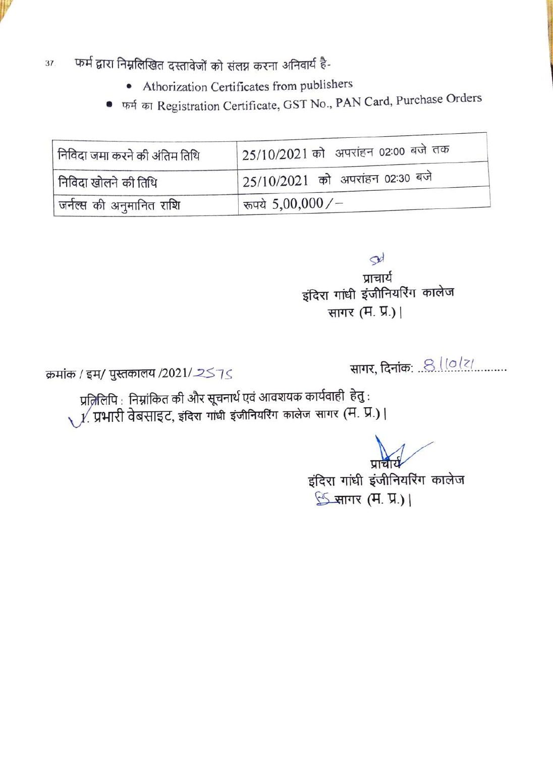37. फर्म द्वारा निम्नलिखित दस्तावेजों को संलग्न करना अनिवार्य है-

- Athorization Certificates from publishers
- फर्म का Registration Certificate, GST No., PAN Card, Purchase Orders

| निविदा जमा करने की अंतिम तिथि | 25/10/2021 को अपरांहन 02:00 बजे तक |
|---|---|
| निविदा खोलने की तिथि | 25/10/2021 को अपरांहन 02:30 बजे |
| जर्नल्स की अनुमानित राशि | रूपये 5,00,000/- |

प्राचार्य
इंदिरा गांधी इंजीनियरिंग कालेज
सागर (म. प्र.)।

क्रमांक / इम/ पुस्तकालय /2021/2575 सागर, दिनांक: 8/10/21

प्रतिलिपि : निम्नांकित की ओर सूचनार्थ एवं आवशयक कार्यवाही हेतु :

1. प्रभारी वेबसाइट, इंदिरा गांधी इंजीनियरिंग कालेज सागर (म. प्र.)।

प्राचार्य
इंदिरा गांधी इंजीनियरिंग कालेज
सागर (म. प्र.)।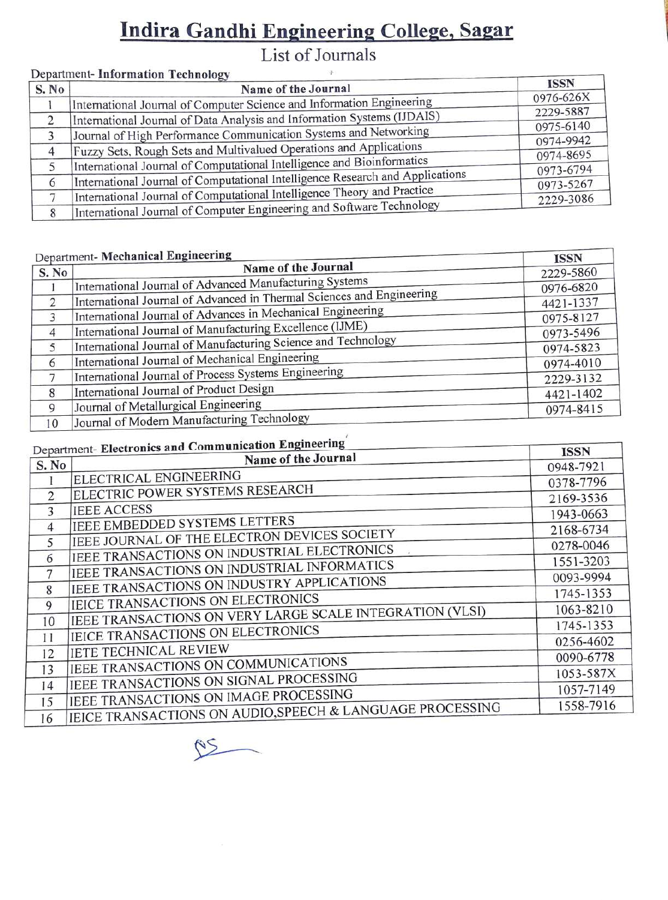# Indira Gandhi Engineering College, Sagar

## List of Journals

Department- **Information Technology**

| S. No | Name of the Journal | ISSN |
|---|---|---|
| 1 | International Journal of Computer Science and Information Engineering | 0976-626X |
| 2 | International Journal of Data Analysis and Information Systems (IJDAIS) | 2229-5887 |
| 3 | Journal of High Performance Communication Systems and Networking | 0975-6140 |
| 4 | Fuzzy Sets, Rough Sets and Multivalued Operations and Applications | 0974-9942 |
| 5 | International Journal of Computational Intelligence and Bioinformatics | 0974-8695 |
| 6 | International Journal of Computational Intelligence Research and Applications | 0973-6794 |
| 7 | International Journal of Computational Intelligence Theory and Practice | 0973-5267 |
| 8 | International Journal of Computer Engineering and Software Technology | 2229-3086 |

Department- **Mechanical Engineering**

| S. No | Name of the Journal | ISSN |
|---|---|---|
| 1 | International Journal of Advanced Manufacturing Systems | 2229-5860 |
| 2 | International Journal of Advanced in Thermal Sciences and Engineering | 0976-6820 |
| 3 | International Journal of Advances in Mechanical Engineering | 4421-1337 |
| 4 | International Journal of Manufacturing Excellence (IJME) | 0975-8127 |
| 5 | International Journal of Manufacturing Science and Technology | 0973-5496 |
| 6 | International Journal of Mechanical Engineering | 0974-5823 |
| 7 | International Journal of Process Systems Engineering | 0974-4010 |
| 8 | International Journal of Product Design | 2229-3132 |
| 9 | Journal of Metallurgical Engineering | 4421-1402 |
| 10 | Journal of Modern Manufacturing Technology | 0974-8415 |

Department- **Electronics and Communication Engineering**

| S. No | Name of the Journal | ISSN |
|---|---|---|
| 1 | ELECTRICAL ENGINEERING | 0948-7921 |
| 2 | ELECTRIC POWER SYSTEMS RESEARCH | 0378-7796 |
| 3 | IEEE ACCESS | 2169-3536 |
| 4 | IEEE EMBEDDED SYSTEMS LETTERS | 1943-0663 |
| 5 | IEEE JOURNAL OF THE ELECTRON DEVICES SOCIETY | 2168-6734 |
| 6 | IEEE TRANSACTIONS ON INDUSTRIAL ELECTRONICS | 0278-0046 |
| 7 | IEEE TRANSACTIONS ON INDUSTRIAL INFORMATICS | 1551-3203 |
| 8 | IEEE TRANSACTIONS ON INDUSTRY APPLICATIONS | 0093-9994 |
| 9 | IEICE TRANSACTIONS ON ELECTRONICS | 1745-1353 |
| 10 | IEEE TRANSACTIONS ON VERY LARGE SCALE INTEGRATION (VLSI) | 1063-8210 |
| 11 | IEICE TRANSACTIONS ON ELECTRONICS | 1745-1353 |
| 12 | IETE TECHNICAL REVIEW | 0256-4602 |
| 13 | IEEE TRANSACTIONS ON COMMUNICATIONS | 0090-6778 |
| 14 | IEEE TRANSACTIONS ON SIGNAL PROCESSING | 1053-587X |
| 15 | IEEE TRANSACTIONS ON IMAGE PROCESSING | 1057-7149 |
| 16 | IEICE TRANSACTIONS ON AUDIO,SPEECH & LANGUAGE PROCESSING | 1558-7916 |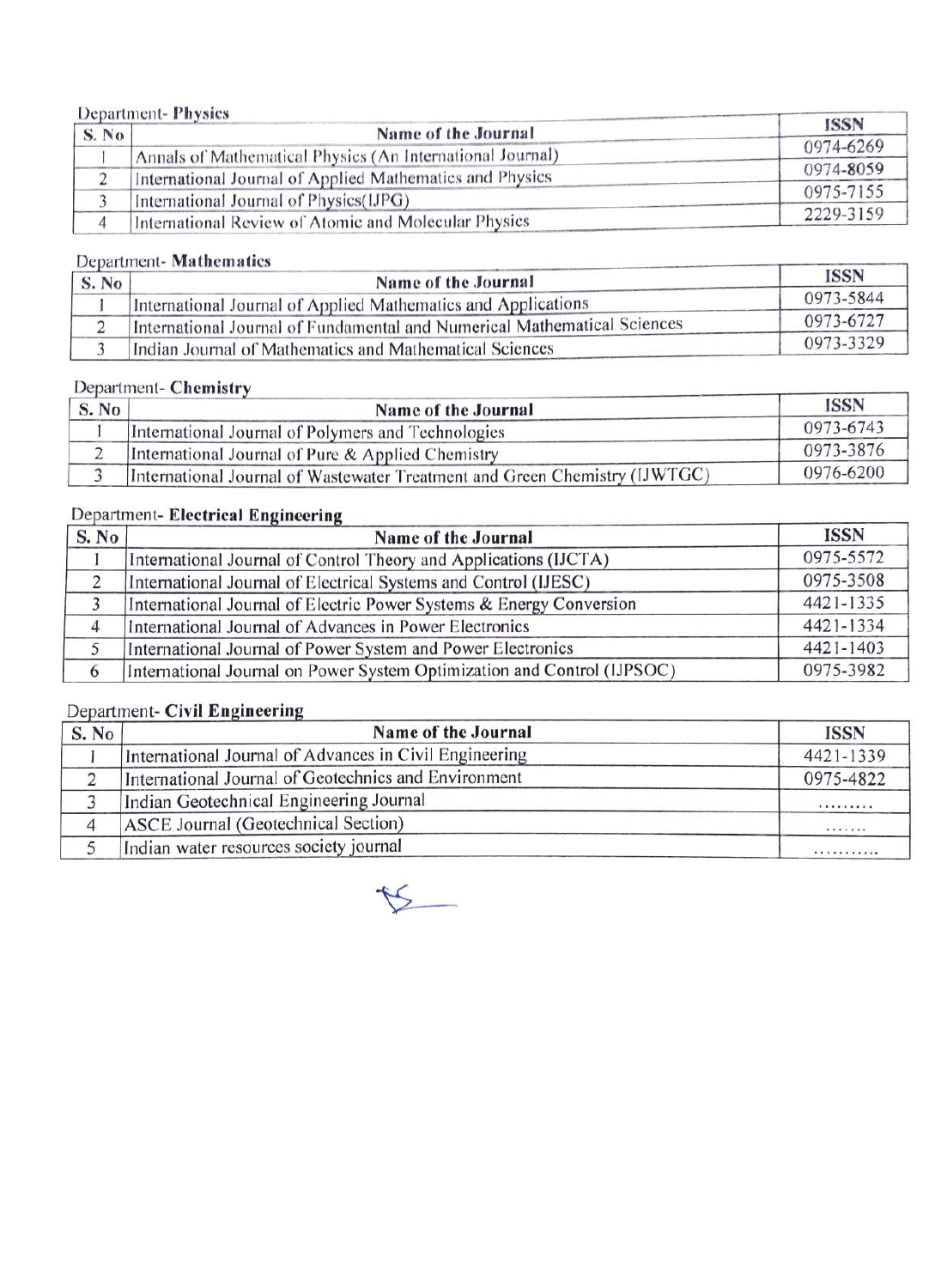Department- **Physics**

| S. No | Name of the Journal | ISSN |
|---|---|---|
| 1 | Annals of Mathematical Physics (An International Journal) | 0974-6269 |
| 2 | International Journal of Applied Mathematics and Physics | 0974-8059 |
| 3 | International Journal of Physics(IJPG) | 0975-7155 |
| 4 | International Review of Atomic and Molecular Physics | 2229-3159 |

Department- **Mathematics**

| S. No | Name of the Journal | ISSN |
|---|---|---|
| 1 | International Journal of Applied Mathematics and Applications | 0973-5844 |
| 2 | International Journal of Fundamental and Numerical Mathematical Sciences | 0973-6727 |
| 3 | Indian Journal of Mathematics and Mathematical Sciences | 0973-3329 |

Department- **Chemistry**

| S. No | Name of the Journal | ISSN |
|---|---|---|
| 1 | International Journal of Polymers and Technologies | 0973-6743 |
| 2 | International Journal of Pure & Applied Chemistry | 0973-3876 |
| 3 | International Journal of Wastewater Treatment and Green Chemistry (IJWTGC) | 0976-6200 |

Department- **Electrical Engineering**

| S. No | Name of the Journal | ISSN |
|---|---|---|
| 1 | International Journal of Control Theory and Applications (IJCTA) | 0975-5572 |
| 2 | International Journal of Electrical Systems and Control (IJESC) | 0975-3508 |
| 3 | International Journal of Electric Power Systems & Energy Conversion | 4421-1335 |
| 4 | International Journal of Advances in Power Electronics | 4421-1334 |
| 5 | International Journal of Power System and Power Electronics | 4421-1403 |
| 6 | International Journal on Power System Optimization and Control (IJPSOC) | 0975-3982 |

Department- **Civil Engineering**

| S. No | Name of the Journal | ISSN |
|---|---|---|
| 1 | International Journal of Advances in Civil Engineering | 4421-1339 |
| 2 | International Journal of Geotechnics and Environment | 0975-4822 |
| 3 | Indian Geotechnical Engineering Journal | ......... |
| 4 | ASCE Journal (Geotechnical Section) | ....... |
| 5 | Indian water resources society journal | .......... |